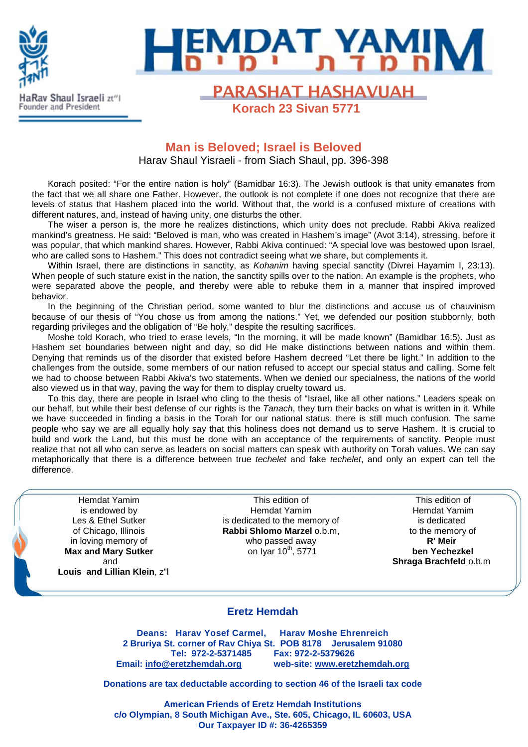HaRav Shaul Israeli zt"l
Founder and President

# HEMDAT YAMIM

## PARASHAT HASHAVUAH

**Korach 23 Sivan 5771**

## Man is Beloved; Israel is Beloved

Harav Shaul Yisraeli - from Siach Shaul, pp. 396-398

Korach posited: "For the entire nation is holy" (Bamidbar 16:3). The Jewish outlook is that unity emanates from the fact that we all share one Father. However, the outlook is not complete if one does not recognize that there are levels of status that Hashem placed into the world. Without that, the world is a confused mixture of creations with different natures, and, instead of having unity, one disturbs the other.

The wiser a person is, the more he realizes distinctions, which unity does not preclude. Rabbi Akiva realized mankind's greatness. He said: "Beloved is man, who was created in Hashem's image" (Avot 3:14), stressing, before it was popular, that which mankind shares. However, Rabbi Akiva continued: "A special love was bestowed upon Israel, who are called sons to Hashem." This does not contradict seeing what we share, but complements it.

Within Israel, there are distinctions in sanctity, as *Kohanim* having special sanctity (Divrei Hayamim I, 23:13). When people of such stature exist in the nation, the sanctity spills over to the nation. An example is the prophets, who were separated above the people, and thereby were able to rebuke them in a manner that inspired improved behavior.

In the beginning of the Christian period, some wanted to blur the distinctions and accuse us of chauvinism because of our thesis of "You chose us from among the nations." Yet, we defended our position stubbornly, both regarding privileges and the obligation of "Be holy," despite the resulting sacrifices.

Moshe told Korach, who tried to erase levels, "In the morning, it will be made known" (Bamidbar 16:5). Just as Hashem set boundaries between night and day, so did He make distinctions between nations and within them. Denying that reminds us of the disorder that existed before Hashem decreed "Let there be light." In addition to the challenges from the outside, some members of our nation refused to accept our special status and calling. Some felt we had to choose between Rabbi Akiva's two statements. When we denied our specialness, the nations of the world also viewed us in that way, paving the way for them to display cruelty toward us.

To this day, there are people in Israel who cling to the thesis of "Israel, like all other nations." Leaders speak on our behalf, but while their best defense of our rights is the *Tanach*, they turn their backs on what is written in it. While we have succeeded in finding a basis in the Torah for our national status, there is still much confusion. The same people who say we are all equally holy say that this holiness does not demand us to serve Hashem. It is crucial to build and work the Land, but this must be done with an acceptance of the requirements of sanctity. People must realize that not all who can serve as leaders on social matters can speak with authority on Torah values. We can say metaphorically that there is a difference between true *techelet* and fake *techelet*, and only an expert can tell the difference.

---

Hemdat Yamim is endowed by Les & Ethel Sutker of Chicago, Illinois in loving memory of **Max and Mary Sutker** and **Louis and Lillian Klein**, z"l

This edition of Hemdat Yamim is dedicated to the memory of **Rabbi Shlomo Marzel** o.b.m, who passed away on Iyar 10th, 5771

This edition of Hemdat Yamim is dedicated to the memory of **R' Meir ben Yechezkel Shraga Brachfeld** o.b.m

---

## Eretz Hemdah

**Deans: Harav Yosef Carmel, Harav Moshe Ehrenreich**
**2 Bruriya St. corner of Rav Chiya St. POB 8178 Jerusalem 91080**
**Tel: 972-2-5371485 Fax: 972-2-5379626**
**Email: info@eretzhemdah.org web-site: www.eretzhemdah.org**

**Donations are tax deductable according to section 46 of the Israeli tax code**

**American Friends of Eretz Hemdah Institutions**
**c/o Olympian, 8 South Michigan Ave., Ste. 605, Chicago, IL 60603, USA**
**Our Taxpayer ID #: 36-4265359**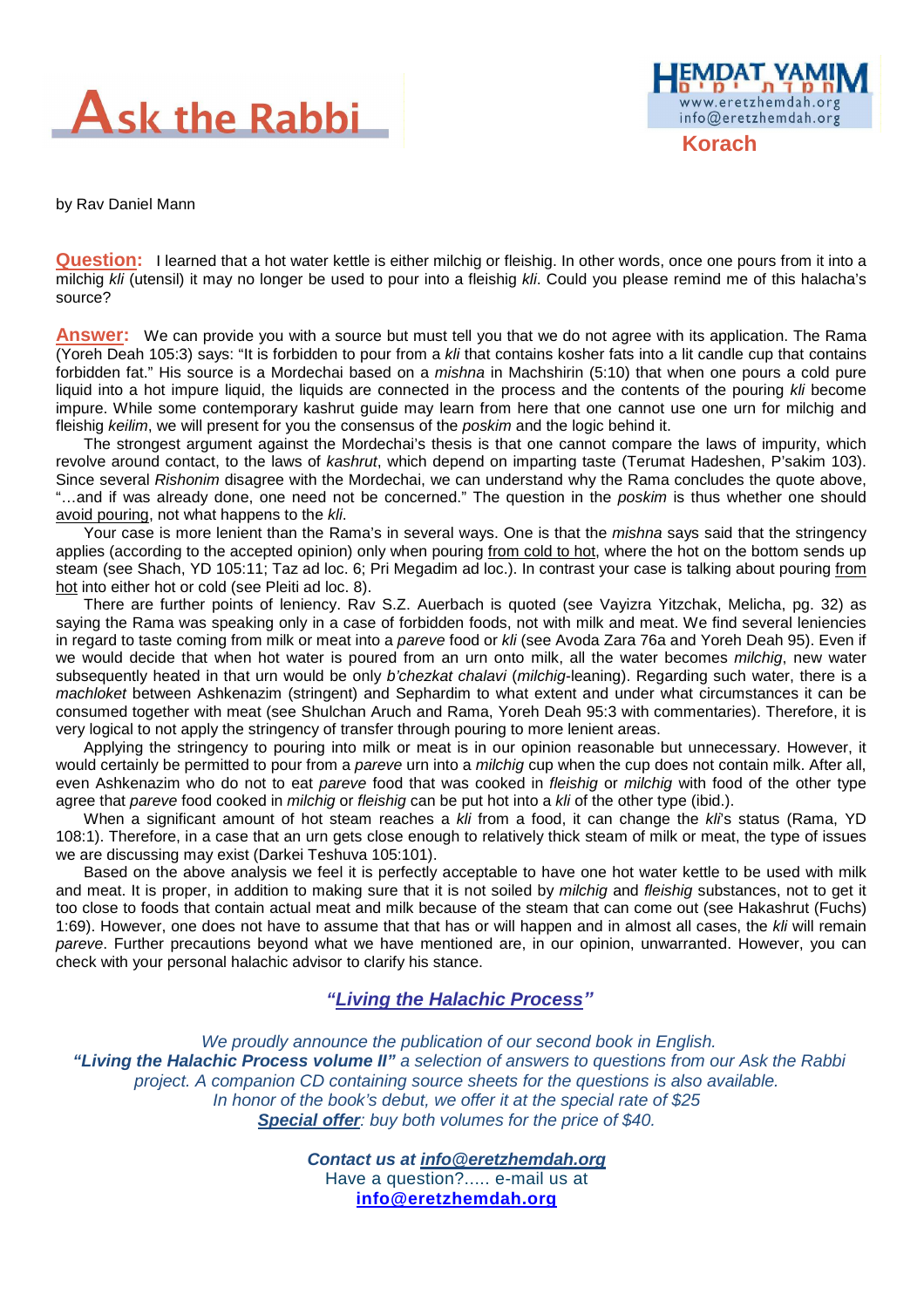# Ask the Rabbi

**Korach**

HEMDAT YAMIM
www.eretzhemdah.org
info@eretzhemdah.org

by Rav Daniel Mann

**Question:** I learned that a hot water kettle is either milchig or fleishig. In other words, once one pours from it into a milchig *kli* (utensil) it may no longer be used to pour into a fleishig *kli*. Could you please remind me of this halacha's source?

**Answer:** We can provide you with a source but must tell you that we do not agree with its application. The Rama (Yoreh Deah 105:3) says: "It is forbidden to pour from a *kli* that contains kosher fats into a lit candle cup that contains forbidden fat." His source is a Mordechai based on a *mishna* in Machshirin (5:10) that when one pours a cold pure liquid into a hot impure liquid, the liquids are connected in the process and the contents of the pouring *kli* become impure. While some contemporary kashrut guide may learn from here that one cannot use one urn for milchig and fleishig *keilim*, we will present for you the consensus of the *poskim* and the logic behind it.

The strongest argument against the Mordechai's thesis is that one cannot compare the laws of impurity, which revolve around contact, to the laws of *kashrut*, which depend on imparting taste (Terumat Hadeshen, P'sakim 103). Since several *Rishonim* disagree with the Mordechai, we can understand why the Rama concludes the quote above, "…and if was already done, one need not be concerned." The question in the *poskim* is thus whether one should avoid pouring, not what happens to the *kli*.

Your case is more lenient than the Rama's in several ways. One is that the *mishna* says said that the stringency applies (according to the accepted opinion) only when pouring from cold to hot, where the hot on the bottom sends up steam (see Shach, YD 105:11; Taz ad loc. 6; Pri Megadim ad loc.). In contrast your case is talking about pouring from hot into either hot or cold (see Pleiti ad loc. 8).

There are further points of leniency. Rav S.Z. Auerbach is quoted (see Vayizra Yitzchak, Melicha, pg. 32) as saying the Rama was speaking only in a case of forbidden foods, not with milk and meat. We find several leniencies in regard to taste coming from milk or meat into a *pareve* food or *kli* (see Avoda Zara 76a and Yoreh Deah 95). Even if we would decide that when hot water is poured from an urn onto milk, all the water becomes *milchig*, new water subsequently heated in that urn would be only *b'chezkat chalavi* (*milchig*-leaning). Regarding such water, there is a *machloket* between Ashkenazim (stringent) and Sephardim to what extent and under what circumstances it can be consumed together with meat (see Shulchan Aruch and Rama, Yoreh Deah 95:3 with commentaries). Therefore, it is very logical to not apply the stringency of transfer through pouring to more lenient areas.

Applying the stringency to pouring into milk or meat is in our opinion reasonable but unnecessary. However, it would certainly be permitted to pour from a *pareve* urn into a *milchig* cup when the cup does not contain milk. After all, even Ashkenazim who do not to eat *pareve* food that was cooked in *fleishig* or *milchig* with food of the other type agree that *pareve* food cooked in *milchig* or *fleishig* can be put hot into a *kli* of the other type (ibid.).

When a significant amount of hot steam reaches a *kli* from a food, it can change the *kli*'s status (Rama, YD 108:1). Therefore, in a case that an urn gets close enough to relatively thick steam of milk or meat, the type of issues we are discussing may exist (Darkei Teshuva 105:101).

Based on the above analysis we feel it is perfectly acceptable to have one hot water kettle to be used with milk and meat. It is proper, in addition to making sure that it is not soiled by *milchig* and *fleishig* substances, not to get it too close to foods that contain actual meat and milk because of the steam that can come out (see Hakashrut (Fuchs) 1:69). However, one does not have to assume that that has or will happen and in almost all cases, the *kli* will remain *pareve*. Further precautions beyond what we have mentioned are, in our opinion, unwarranted. However, you can check with your personal halachic advisor to clarify his stance.

## *"Living the Halachic Process"*

*We proudly announce the publication of our second book in English.*
***"Living the Halachic Process volume II"*** *a selection of answers to questions from our Ask the Rabbi project. A companion CD containing source sheets for the questions is also available.*
*In honor of the book's debut, we offer it at the special rate of $25*
***Special offer****: buy both volumes for the price of $40.*

***Contact us at info@eretzhemdah.org***
Have a question?..... e-mail us at
**info@eretzhemdah.org**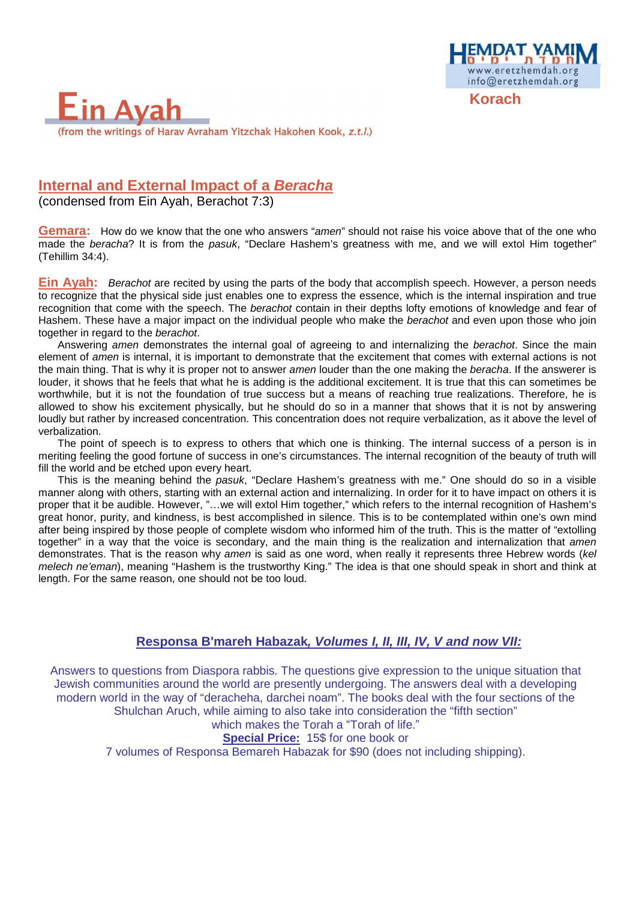Korach

# Ein Ayah

(from the writings of Harav Avraham Yitzchak Hakohen Kook, *z.t.l.*)

## Internal and External Impact of a *Beracha*

(condensed from Ein Ayah, Berachot 7:3)

**Gemara:** How do we know that the one who answers "*amen*" should not raise his voice above that of the one who made the *beracha*? It is from the *pasuk*, "Declare Hashem's greatness with me, and we will extol Him together" (Tehillim 34:4).

**Ein Ayah:** *Berachot* are recited by using the parts of the body that accomplish speech. However, a person needs to recognize that the physical side just enables one to express the essence, which is the internal inspiration and true recognition that come with the speech. The *berachot* contain in their depths lofty emotions of knowledge and fear of Hashem. These have a major impact on the individual people who make the *berachot* and even upon those who join together in regard to the *berachot*.

Answering *amen* demonstrates the internal goal of agreeing to and internalizing the *berachot*. Since the main element of *amen* is internal, it is important to demonstrate that the excitement that comes with external actions is not the main thing. That is why it is proper not to answer *amen* louder than the one making the *beracha*. If the answerer is louder, it shows that he feels that what he is adding is the additional excitement. It is true that this can sometimes be worthwhile, but it is not the foundation of true success but a means of reaching true realizations. Therefore, he is allowed to show his excitement physically, but he should do so in a manner that shows that it is not by answering loudly but rather by increased concentration. This concentration does not require verbalization, as it above the level of verbalization.

The point of speech is to express to others that which one is thinking. The internal success of a person is in meriting feeling the good fortune of success in one's circumstances. The internal recognition of the beauty of truth will fill the world and be etched upon every heart.

This is the meaning behind the *pasuk*, "Declare Hashem's greatness with me." One should do so in a visible manner along with others, starting with an external action and internalizing. In order for it to have impact on others it is proper that it be audible. However, "…we will extol Him together," which refers to the internal recognition of Hashem's great honor, purity, and kindness, is best accomplished in silence. This is to be contemplated within one's own mind after being inspired by those people of complete wisdom who informed him of the truth. This is the matter of "extolling together" in a way that the voice is secondary, and the main thing is the realization and internalization that *amen* demonstrates. That is the reason why *amen* is said as one word, when really it represents three Hebrew words (*kel melech ne'eman*), meaning "Hashem is the trustworthy King." The idea is that one should speak in short and think at length. For the same reason, one should not be too loud.

## Responsa B'mareh Habazak, *Volumes I, II, III, IV, V and now VII:*

Answers to questions from Diaspora rabbis. The questions give expression to the unique situation that Jewish communities around the world are presently undergoing. The answers deal with a developing modern world in the way of "deracheha, darchei noam". The books deal with the four sections of the Shulchan Aruch, while aiming to also take into consideration the "fifth section" which makes the Torah a "Torah of life."

**Special Price:** 15$ for one book or
7 volumes of Responsa Bemareh Habazak for $90 (does not including shipping).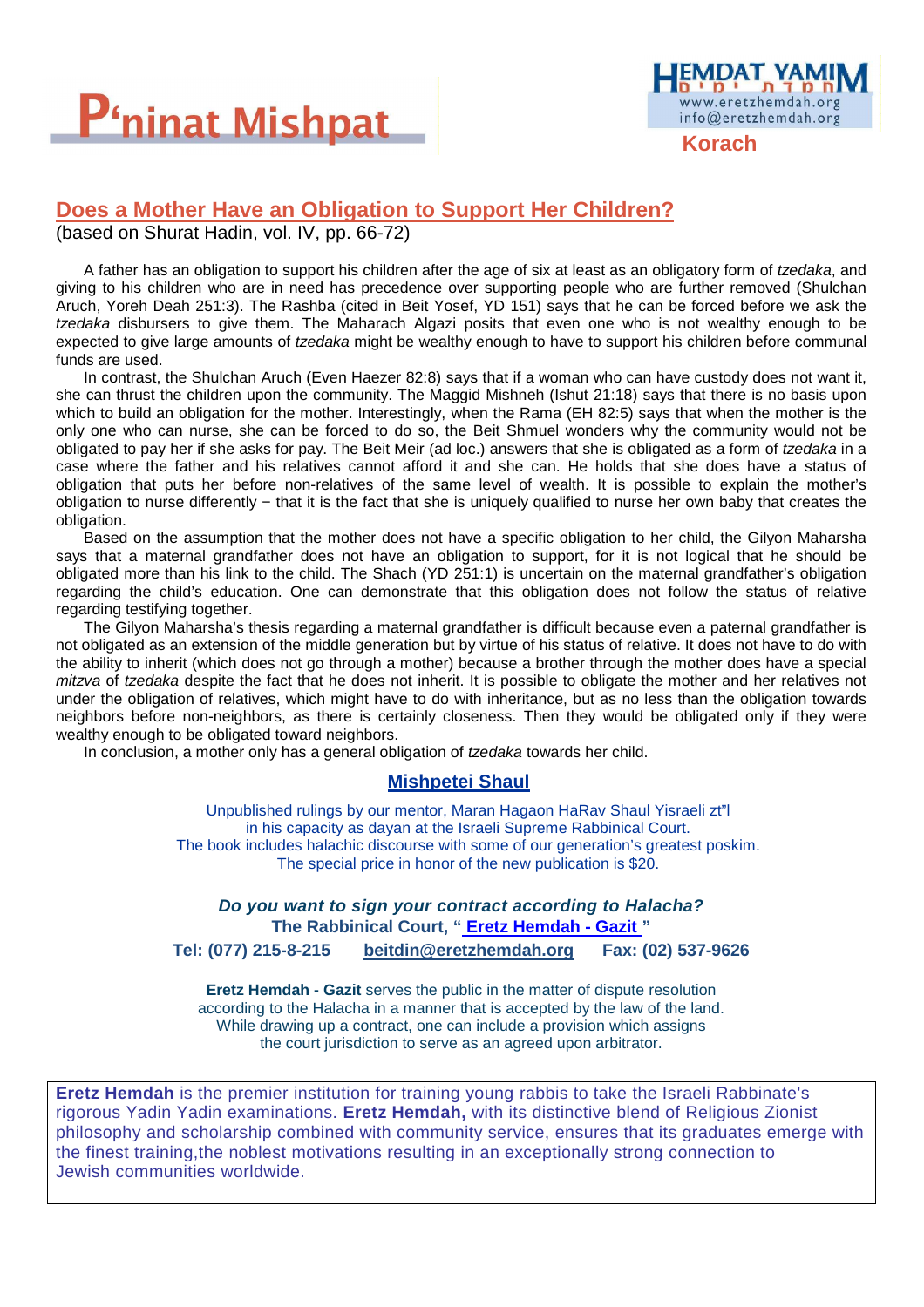# P'ninat Mishpat

**HEMDAT YAMIM**
www.eretzhemdah.org
info@eretzhemdah.org

**Korach**

## Does a Mother Have an Obligation to Support Her Children?

(based on Shurat Hadin, vol. IV, pp. 66-72)

A father has an obligation to support his children after the age of six at least as an obligatory form of *tzedaka*, and giving to his children who are in need has precedence over supporting people who are further removed (Shulchan Aruch, Yoreh Deah 251:3). The Rashba (cited in Beit Yosef, YD 151) says that he can be forced before we ask the *tzedaka* disbursers to give them. The Maharach Algazi posits that even one who is not wealthy enough to be expected to give large amounts of *tzedaka* might be wealthy enough to have to support his children before communal funds are used.

In contrast, the Shulchan Aruch (Even Haezer 82:8) says that if a woman who can have custody does not want it, she can thrust the children upon the community. The Maggid Mishneh (Ishut 21:18) says that there is no basis upon which to build an obligation for the mother. Interestingly, when the Rama (EH 82:5) says that when the mother is the only one who can nurse, she can be forced to do so, the Beit Shmuel wonders why the community would not be obligated to pay her if she asks for pay. The Beit Meir (ad loc.) answers that she is obligated as a form of *tzedaka* in a case where the father and his relatives cannot afford it and she can. He holds that she does have a status of obligation that puts her before non-relatives of the same level of wealth. It is possible to explain the mother's obligation to nurse differently − that it is the fact that she is uniquely qualified to nurse her own baby that creates the obligation.

Based on the assumption that the mother does not have a specific obligation to her child, the Gilyon Maharsha says that a maternal grandfather does not have an obligation to support, for it is not logical that he should be obligated more than his link to the child. The Shach (YD 251:1) is uncertain on the maternal grandfather's obligation regarding the child's education. One can demonstrate that this obligation does not follow the status of relative regarding testifying together.

The Gilyon Maharsha's thesis regarding a maternal grandfather is difficult because even a paternal grandfather is not obligated as an extension of the middle generation but by virtue of his status of relative. It does not have to do with the ability to inherit (which does not go through a mother) because a brother through the mother does have a special *mitzva* of *tzedaka* despite the fact that he does not inherit. It is possible to obligate the mother and her relatives not under the obligation of relatives, which might have to do with inheritance, but as no less than the obligation towards neighbors before non-neighbors, as there is certainly closeness. Then they would be obligated only if they were wealthy enough to be obligated toward neighbors.

In conclusion, a mother only has a general obligation of *tzedaka* towards her child.

### Mishpetei Shaul

Unpublished rulings by our mentor, Maran Hagaon HaRav Shaul Yisraeli zt"l
in his capacity as dayan at the Israeli Supreme Rabbinical Court.
The book includes halachic discourse with some of our generation's greatest poskim.
The special price in honor of the new publication is $20.

***Do you want to sign your contract according to Halacha?***
**The Rabbinical Court, " Eretz Hemdah - Gazit "**
**Tel: (077) 215-8-215 beitdin@eretzhemdah.org Fax: (02) 537-9626**

**Eretz Hemdah - Gazit** serves the public in the matter of dispute resolution according to the Halacha in a manner that is accepted by the law of the land. While drawing up a contract, one can include a provision which assigns the court jurisdiction to serve as an agreed upon arbitrator.

**Eretz Hemdah** is the premier institution for training young rabbis to take the Israeli Rabbinate's rigorous Yadin Yadin examinations. **Eretz Hemdah,** with its distinctive blend of Religious Zionist philosophy and scholarship combined with community service, ensures that its graduates emerge with the finest training,the noblest motivations resulting in an exceptionally strong connection to Jewish communities worldwide.